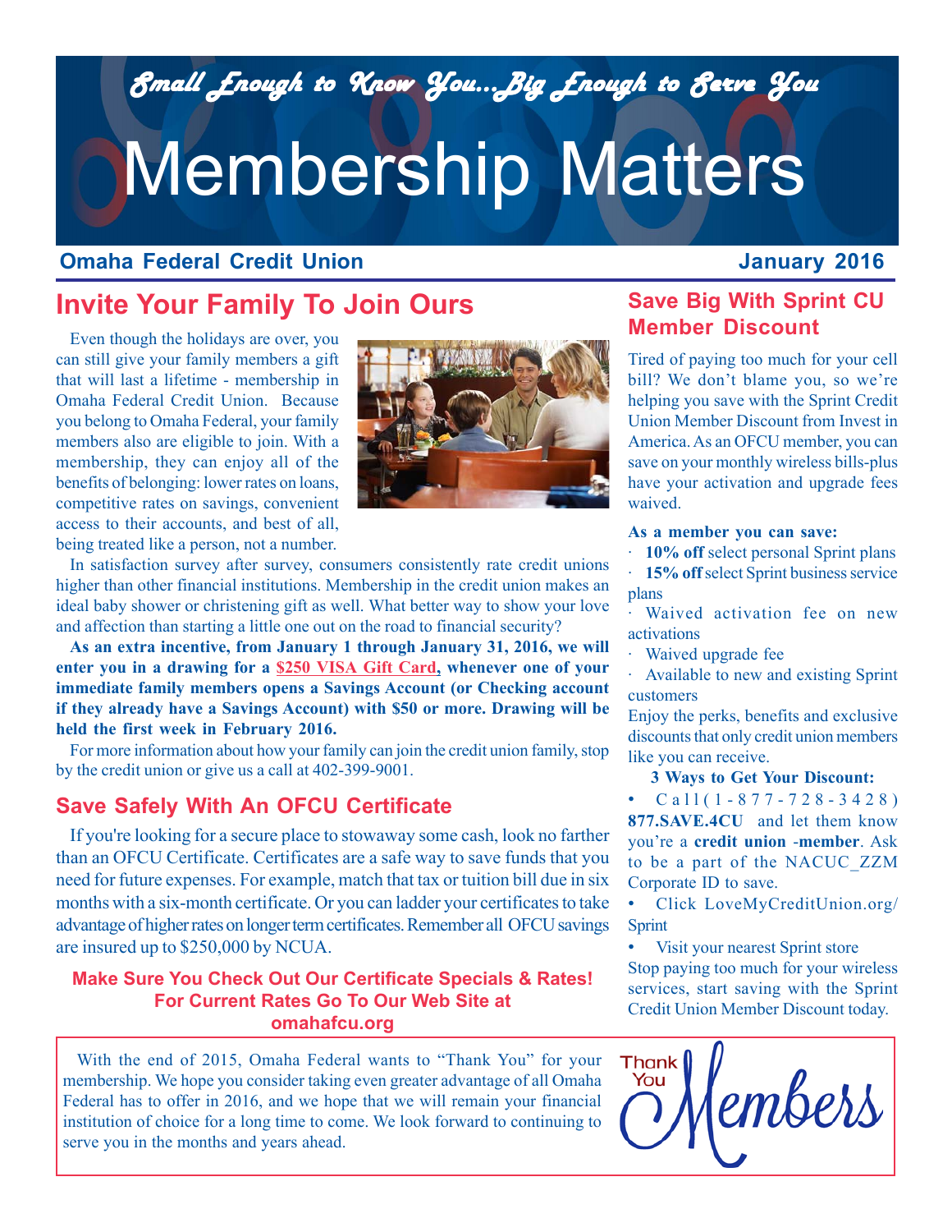*Small Enough to Know You...Big Enough to Serve You*

# Membership Matters

**Omaha Federal Credit Union** — **January 2016**

## Invite Your Family To Join Ours

Even though the holidays are over, you can still give your family members a gift that will last a lifetime - membership in Omaha Federal Credit Union. Because you belong to Omaha Federal, your family members also are eligible to join. With a membership, they can enjoy all of the benefits of belonging: lower rates on loans, competitive rates on savings, convenient access to their accounts, and best of all, being treated like a person, not a number.

In satisfaction survey after survey, consumers consistently rate credit unions higher than other financial institutions. Membership in the credit union makes an ideal baby shower or christening gift as well. What better way to show your love and affection than starting a little one out on the road to financial security?

**As an extra incentive, from January 1 through January 31, 2016, we will enter you in a drawing for a $250 VISA Gift Card, whenever one of your immediate family members opens a Savings Account (or Checking account if they already have a Savings Account) with $50 or more. Drawing will be held the first week in February 2016.**

For more information about how your family can join the credit union family, stop by the credit union or give us a call at 402-399-9001.

## Save Safely With An OFCU Certificate

If you're looking for a secure place to stowaway some cash, look no farther than an OFCU Certificate. Certificates are a safe way to save funds that you need for future expenses. For example, match that tax or tuition bill due in six months with a six-month certificate. Or you can ladder your certificates to take advantage of higher rates on longer term certificates. Remember all OFCU savings are insured up to $250,000 by NCUA.

**Make Sure You Check Out Our Certificate Specials & Rates!**
**For Current Rates Go To Our Web Site at**
**omahafcu.org**

## Save Big With Sprint CU Member Discount

Tired of paying too much for your cell bill? We don't blame you, so we're helping you save with the Sprint Credit Union Member Discount from Invest in America. As an OFCU member, you can save on your monthly wireless bills-plus have your activation and upgrade fees waived.

**As a member you can save:**

- **10% off** select personal Sprint plans
- **15% off** select Sprint business service plans
- Waived activation fee on new activations
- Waived upgrade fee
- Available to new and existing Sprint customers

Enjoy the perks, benefits and exclusive discounts that only credit union members like you can receive.

**3 Ways to Get Your Discount:**

- Call (1-877-728-3428) **877.SAVE.4CU** and let them know you're a **credit union** -**member**. Ask to be a part of the NACUC_ZZM Corporate ID to save.
- Click LoveMyCreditUnion.org/Sprint
- Visit your nearest Sprint store

Stop paying too much for your wireless services, start saving with the Sprint Credit Union Member Discount today.

---

With the end of 2015, Omaha Federal wants to "Thank You" for your membership. We hope you consider taking even greater advantage of all Omaha Federal has to offer in 2016, and we hope that we will remain your financial institution of choice for a long time to come. We look forward to continuing to serve you in the months and years ahead.

Thank You Members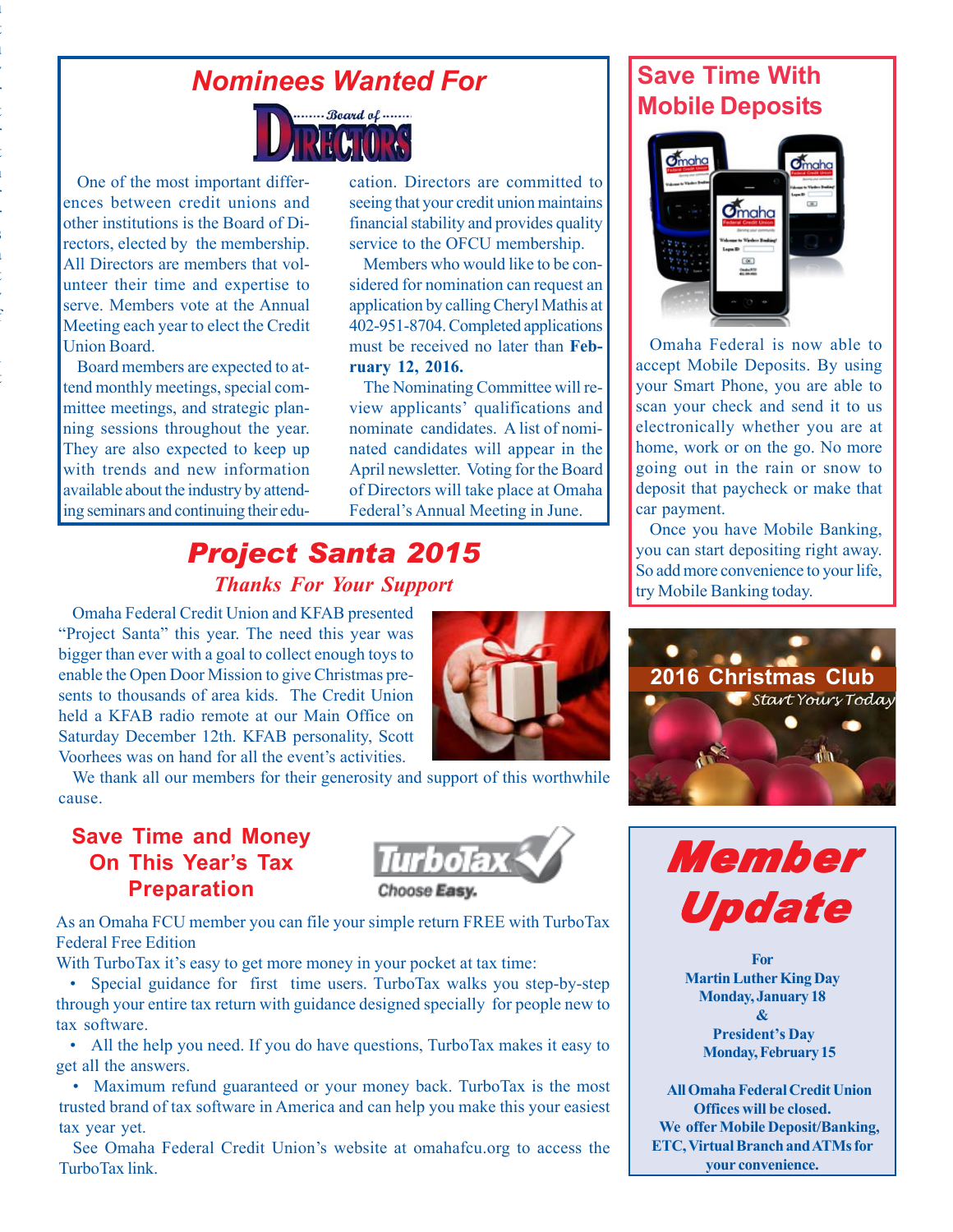## Nominees Wanted For Board of Directors

One of the most important differences between credit unions and other institutions is the Board of Directors, elected by the membership. All Directors are members that volunteer their time and expertise to serve. Members vote at the Annual Meeting each year to elect the Credit Union Board.

Board members are expected to attend monthly meetings, special committee meetings, and strategic planning sessions throughout the year. They are also expected to keep up with trends and new information available about the industry by attending seminars and continuing their education. Directors are committed to seeing that your credit union maintains financial stability and provides quality service to the OFCU membership.

Members who would like to be considered for nomination can request an application by calling Cheryl Mathis at 402-951-8704. Completed applications must be received no later than **February 12, 2016.**

The Nominating Committee will review applicants' qualifications and nominate candidates. A list of nominated candidates will appear in the April newsletter. Voting for the Board of Directors will take place at Omaha Federal's Annual Meeting in June.

## Project Santa 2015

*Thanks For Your Support*

Omaha Federal Credit Union and KFAB presented "Project Santa" this year. The need this year was bigger than ever with a goal to collect enough toys to enable the Open Door Mission to give Christmas presents to thousands of area kids. The Credit Union held a KFAB radio remote at our Main Office on Saturday December 12th. KFAB personality, Scott Voorhees was on hand for all the event's activities.

We thank all our members for their generosity and support of this worthwhile cause.

## Save Time and Money On This Year's Tax Preparation

TurboTax Choose Easy.

As an Omaha FCU member you can file your simple return FREE with TurboTax Federal Free Edition

With TurboTax it's easy to get more money in your pocket at tax time:

- Special guidance for first time users. TurboTax walks you step-by-step through your entire tax return with guidance designed specially for people new to tax software.
- All the help you need. If you do have questions, TurboTax makes it easy to get all the answers.
- Maximum refund guaranteed or your money back. TurboTax is the most trusted brand of tax software in America and can help you make this your easiest tax year yet.

See Omaha Federal Credit Union's website at omahafcu.org to access the TurboTax link.

## Save Time With Mobile Deposits

Omaha Federal is now able to accept Mobile Deposits. By using your Smart Phone, you are able to scan your check and send it to us electronically whether you are at home, work or on the go. No more going out in the rain or snow to deposit that paycheck or make that car payment.

Once you have Mobile Banking, you can start depositing right away. So add more convenience to your life, try Mobile Banking today.

## 2016 Christmas Club

*Start Yours Today*

## Member Update

**For**
**Martin Luther King Day**
**Monday, January 18**
**&**
**President's Day**
**Monday, February 15**

**All Omaha Federal Credit Union Offices will be closed.**
**We offer Mobile Deposit/Banking, ETC, Virtual Branch and ATMs for your convenience.**